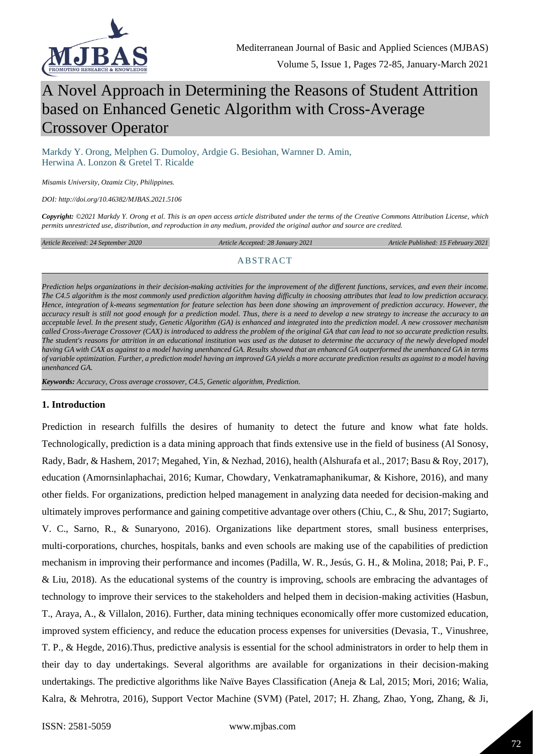# A Novel Approach in Determining the Reasons of Student Attrition based on Enhanced Genetic Algorithm with Cross-Average Crossover Operator

Markdy Y. Orong, Melphen G. Dumoloy, Ardgie G. Besiohan, Warnner D. Amin, Herwina A. Lonzon & Gretel T. Ricalde

*Misamis University, Ozamiz City, Philippines.*

*DOI: http://doi.org/10.46382/MJBAS.2021.5106*

*Copyright: ©2021 Markdy Y. Orong et al. This is an open access article distributed under the terms of the Creative Commons Attribution License, which permits unrestricted use, distribution, and reproduction in any medium, provided the original author and source are credited.*

*Article Received: 24 September 2020* | *Article Accepted: 28 January 2021* | *Article Published: 15 February 2021*

## ABSTRACT

*Prediction helps organizations in their decision-making activities for the improvement of the different functions, services, and even their income. The C4.5 algorithm is the most commonly used prediction algorithm having difficulty in choosing attributes that lead to low prediction accuracy. Hence, integration of k-means segmentation for feature selection has been done showing an improvement of prediction accuracy. However, the accuracy result is still not good enough for a prediction model. Thus, there is a need to develop a new strategy to increase the accuracy to an acceptable level. In the present study, Genetic Algorithm (GA) is enhanced and integrated into the prediction model. A new crossover mechanism called Cross-Average Crossover (CAX) is introduced to address the problem of the original GA that can lead to not so accurate prediction results. The student's reasons for attrition in an educational institution was used as the dataset to determine the accuracy of the newly developed model having GA with CAX as against to a model having unenhanced GA. Results showed that an enhanced GA outperformed the unenhanced GA in terms of variable optimization. Further, a prediction model having an improved GA yields a more accurate prediction results as against to a model having unenhanced GA.*

***Keywords:** Accuracy, Cross average crossover, C4.5, Genetic algorithm, Prediction.*

### 1. Introduction

Prediction in research fulfills the desires of humanity to detect the future and know what fate holds. Technologically, prediction is a data mining approach that finds extensive use in the field of business (Al Sonosy, Rady, Badr, & Hashem, 2017; Megahed, Yin, & Nezhad, 2016), health (Alshurafa et al., 2017; Basu & Roy, 2017), education (Amornsinlaphachai, 2016; Kumar, Chowdary, Venkatramaphanikumar, & Kishore, 2016), and many other fields. For organizations, prediction helped management in analyzing data needed for decision-making and ultimately improves performance and gaining competitive advantage over others (Chiu, C., & Shu, 2017; Sugiarto, V. C., Sarno, R., & Sunaryono, 2016). Organizations like department stores, small business enterprises, multi-corporations, churches, hospitals, banks and even schools are making use of the capabilities of prediction mechanism in improving their performance and incomes (Padilla, W. R., Jesús, G. H., & Molina, 2018; Pai, P. F., & Liu, 2018). As the educational systems of the country is improving, schools are embracing the advantages of technology to improve their services to the stakeholders and helped them in decision-making activities (Hasbun, T., Araya, A., & Villalon, 2016). Further, data mining techniques economically offer more customized education, improved system efficiency, and reduce the education process expenses for universities (Devasia, T., Vinushree, T. P., & Hegde, 2016).Thus, predictive analysis is essential for the school administrators in order to help them in their day to day undertakings. Several algorithms are available for organizations in their decision-making undertakings. The predictive algorithms like Naïve Bayes Classification (Aneja & Lal, 2015; Mori, 2016; Walia, Kalra, & Mehrotra, 2016), Support Vector Machine (SVM) (Patel, 2017; H. Zhang, Zhao, Yong, Zhang, & Ji,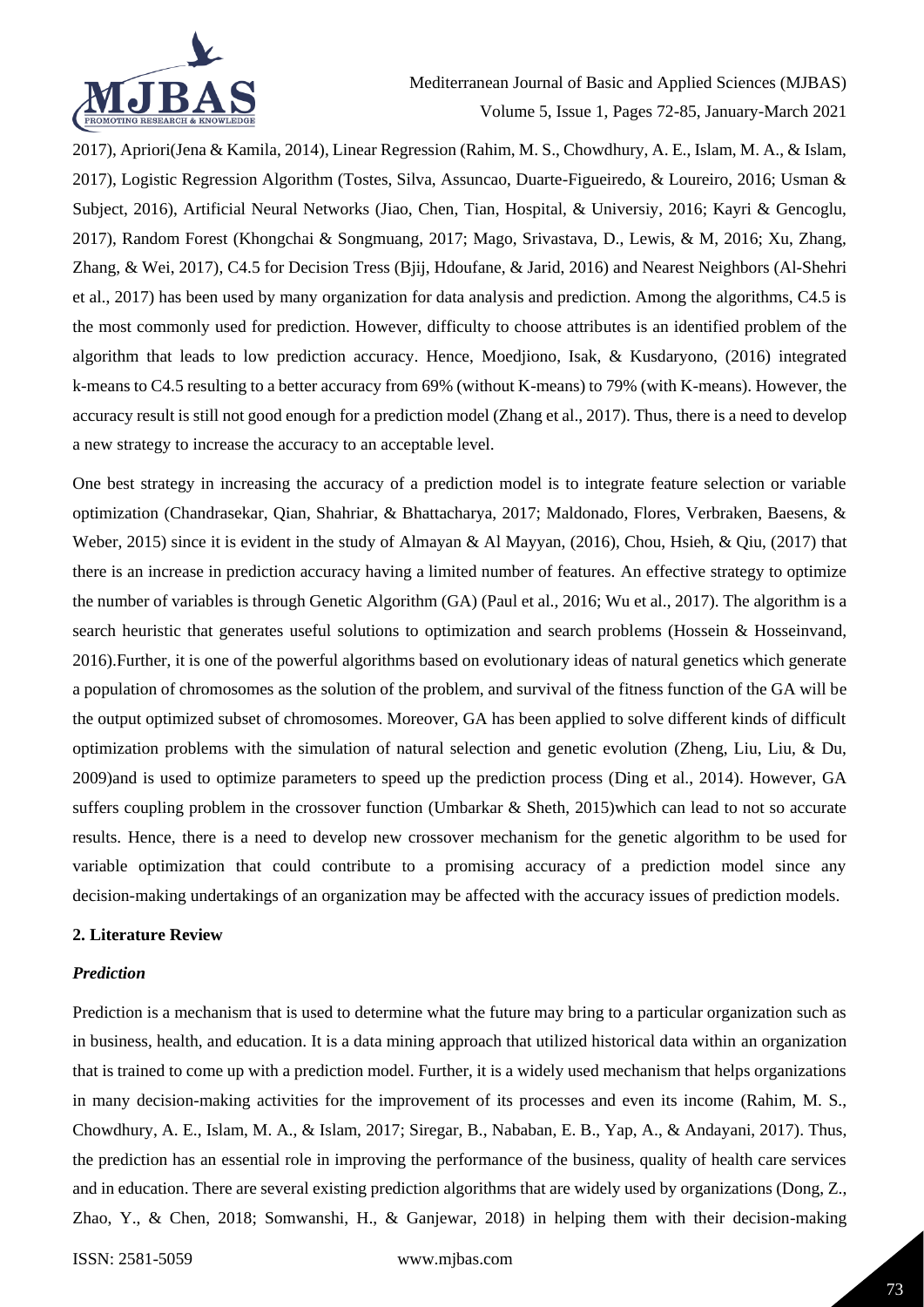2017), Apriori(Jena & Kamila, 2014), Linear Regression (Rahim, M. S., Chowdhury, A. E., Islam, M. A., & Islam, 2017), Logistic Regression Algorithm (Tostes, Silva, Assuncao, Duarte-Figueiredo, & Loureiro, 2016; Usman & Subject, 2016), Artificial Neural Networks (Jiao, Chen, Tian, Hospital, & Universiy, 2016; Kayri & Gencoglu, 2017), Random Forest (Khongchai & Songmuang, 2017; Mago, Srivastava, D., Lewis, & M, 2016; Xu, Zhang, Zhang, & Wei, 2017), C4.5 for Decision Tress (Bjij, Hdoufane, & Jarid, 2016) and Nearest Neighbors (Al-Shehri et al., 2017) has been used by many organization for data analysis and prediction. Among the algorithms, C4.5 is the most commonly used for prediction. However, difficulty to choose attributes is an identified problem of the algorithm that leads to low prediction accuracy. Hence, Moedjiono, Isak, & Kusdaryono, (2016) integrated k-means to C4.5 resulting to a better accuracy from 69% (without K-means) to 79% (with K-means). However, the accuracy result is still not good enough for a prediction model (Zhang et al., 2017). Thus, there is a need to develop a new strategy to increase the accuracy to an acceptable level.

One best strategy in increasing the accuracy of a prediction model is to integrate feature selection or variable optimization (Chandrasekar, Qian, Shahriar, & Bhattacharya, 2017; Maldonado, Flores, Verbraken, Baesens, & Weber, 2015) since it is evident in the study of Almayan & Al Mayyan, (2016), Chou, Hsieh, & Qiu, (2017) that there is an increase in prediction accuracy having a limited number of features. An effective strategy to optimize the number of variables is through Genetic Algorithm (GA) (Paul et al., 2016; Wu et al., 2017). The algorithm is a search heuristic that generates useful solutions to optimization and search problems (Hossein & Hosseinvand, 2016).Further, it is one of the powerful algorithms based on evolutionary ideas of natural genetics which generate a population of chromosomes as the solution of the problem, and survival of the fitness function of the GA will be the output optimized subset of chromosomes. Moreover, GA has been applied to solve different kinds of difficult optimization problems with the simulation of natural selection and genetic evolution (Zheng, Liu, Liu, & Du, 2009)and is used to optimize parameters to speed up the prediction process (Ding et al., 2014). However, GA suffers coupling problem in the crossover function (Umbarkar & Sheth, 2015)which can lead to not so accurate results. Hence, there is a need to develop new crossover mechanism for the genetic algorithm to be used for variable optimization that could contribute to a promising accuracy of a prediction model since any decision-making undertakings of an organization may be affected with the accuracy issues of prediction models.

## 2. Literature Review

### *Prediction*

Prediction is a mechanism that is used to determine what the future may bring to a particular organization such as in business, health, and education. It is a data mining approach that utilized historical data within an organization that is trained to come up with a prediction model. Further, it is a widely used mechanism that helps organizations in many decision-making activities for the improvement of its processes and even its income (Rahim, M. S., Chowdhury, A. E., Islam, M. A., & Islam, 2017; Siregar, B., Nababan, E. B., Yap, A., & Andayani, 2017). Thus, the prediction has an essential role in improving the performance of the business, quality of health care services and in education. There are several existing prediction algorithms that are widely used by organizations (Dong, Z., Zhao, Y., & Chen, 2018; Somwanshi, H., & Ganjewar, 2018) in helping them with their decision-making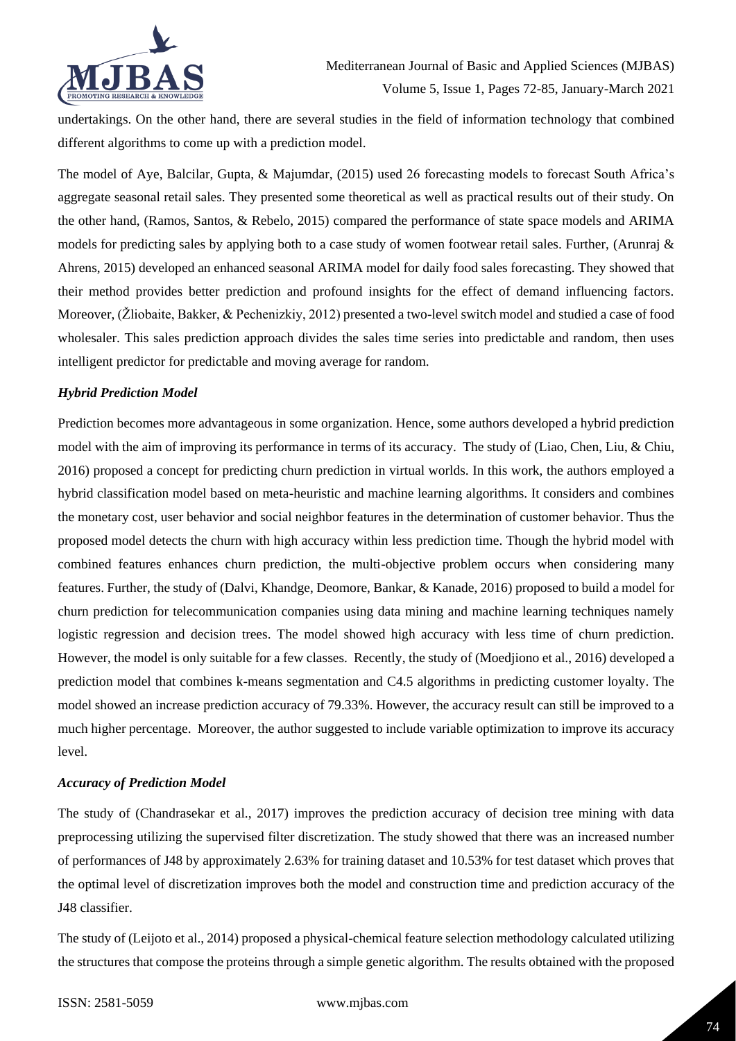undertakings. On the other hand, there are several studies in the field of information technology that combined different algorithms to come up with a prediction model.

The model of Aye, Balcilar, Gupta, & Majumdar, (2015) used 26 forecasting models to forecast South Africa's aggregate seasonal retail sales. They presented some theoretical as well as practical results out of their study. On the other hand, (Ramos, Santos, & Rebelo, 2015) compared the performance of state space models and ARIMA models for predicting sales by applying both to a case study of women footwear retail sales. Further, (Arunraj & Ahrens, 2015) developed an enhanced seasonal ARIMA model for daily food sales forecasting. They showed that their method provides better prediction and profound insights for the effect of demand influencing factors. Moreover, (Žliobaite, Bakker, & Pechenizkiy, 2012) presented a two-level switch model and studied a case of food wholesaler. This sales prediction approach divides the sales time series into predictable and random, then uses intelligent predictor for predictable and moving average for random.

### *Hybrid Prediction Model*

Prediction becomes more advantageous in some organization. Hence, some authors developed a hybrid prediction model with the aim of improving its performance in terms of its accuracy. The study of (Liao, Chen, Liu, & Chiu, 2016) proposed a concept for predicting churn prediction in virtual worlds. In this work, the authors employed a hybrid classification model based on meta-heuristic and machine learning algorithms. It considers and combines the monetary cost, user behavior and social neighbor features in the determination of customer behavior. Thus the proposed model detects the churn with high accuracy within less prediction time. Though the hybrid model with combined features enhances churn prediction, the multi-objective problem occurs when considering many features. Further, the study of (Dalvi, Khandge, Deomore, Bankar, & Kanade, 2016) proposed to build a model for churn prediction for telecommunication companies using data mining and machine learning techniques namely logistic regression and decision trees. The model showed high accuracy with less time of churn prediction. However, the model is only suitable for a few classes. Recently, the study of (Moedjiono et al., 2016) developed a prediction model that combines k-means segmentation and C4.5 algorithms in predicting customer loyalty. The model showed an increase prediction accuracy of 79.33%. However, the accuracy result can still be improved to a much higher percentage. Moreover, the author suggested to include variable optimization to improve its accuracy level.

### *Accuracy of Prediction Model*

The study of (Chandrasekar et al., 2017) improves the prediction accuracy of decision tree mining with data preprocessing utilizing the supervised filter discretization. The study showed that there was an increased number of performances of J48 by approximately 2.63% for training dataset and 10.53% for test dataset which proves that the optimal level of discretization improves both the model and construction time and prediction accuracy of the J48 classifier.

The study of (Leijoto et al., 2014) proposed a physical-chemical feature selection methodology calculated utilizing the structures that compose the proteins through a simple genetic algorithm. The results obtained with the proposed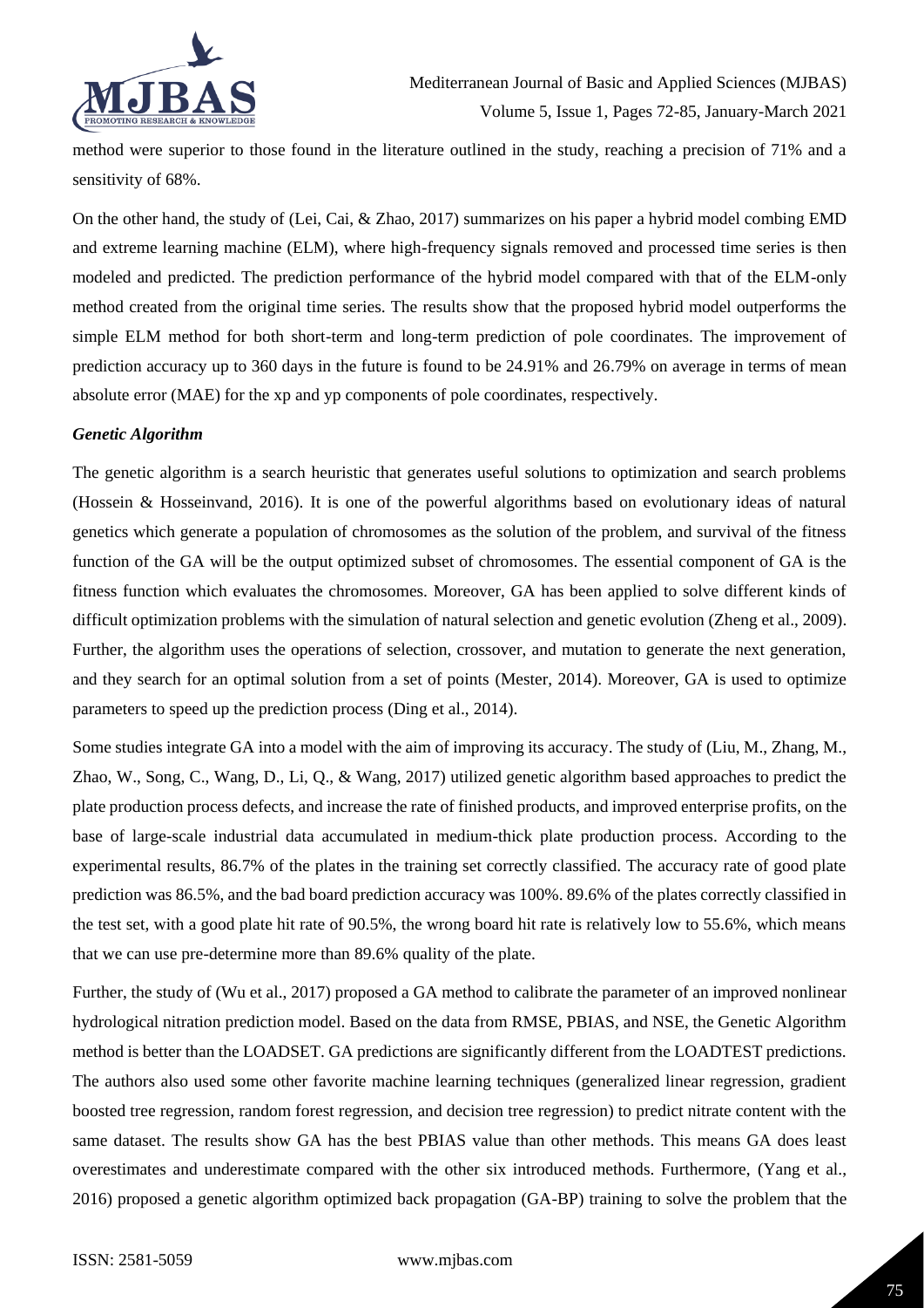method were superior to those found in the literature outlined in the study, reaching a precision of 71% and a sensitivity of 68%.

On the other hand, the study of (Lei, Cai, & Zhao, 2017) summarizes on his paper a hybrid model combing EMD and extreme learning machine (ELM), where high-frequency signals removed and processed time series is then modeled and predicted. The prediction performance of the hybrid model compared with that of the ELM-only method created from the original time series. The results show that the proposed hybrid model outperforms the simple ELM method for both short-term and long-term prediction of pole coordinates. The improvement of prediction accuracy up to 360 days in the future is found to be 24.91% and 26.79% on average in terms of mean absolute error (MAE) for the xp and yp components of pole coordinates, respectively.

***Genetic Algorithm***

The genetic algorithm is a search heuristic that generates useful solutions to optimization and search problems (Hossein & Hosseinvand, 2016). It is one of the powerful algorithms based on evolutionary ideas of natural genetics which generate a population of chromosomes as the solution of the problem, and survival of the fitness function of the GA will be the output optimized subset of chromosomes. The essential component of GA is the fitness function which evaluates the chromosomes. Moreover, GA has been applied to solve different kinds of difficult optimization problems with the simulation of natural selection and genetic evolution (Zheng et al., 2009). Further, the algorithm uses the operations of selection, crossover, and mutation to generate the next generation, and they search for an optimal solution from a set of points (Mester, 2014). Moreover, GA is used to optimize parameters to speed up the prediction process (Ding et al., 2014).

Some studies integrate GA into a model with the aim of improving its accuracy. The study of (Liu, M., Zhang, M., Zhao, W., Song, C., Wang, D., Li, Q., & Wang, 2017) utilized genetic algorithm based approaches to predict the plate production process defects, and increase the rate of finished products, and improved enterprise profits, on the base of large-scale industrial data accumulated in medium-thick plate production process. According to the experimental results, 86.7% of the plates in the training set correctly classified. The accuracy rate of good plate prediction was 86.5%, and the bad board prediction accuracy was 100%. 89.6% of the plates correctly classified in the test set, with a good plate hit rate of 90.5%, the wrong board hit rate is relatively low to 55.6%, which means that we can use pre-determine more than 89.6% quality of the plate.

Further, the study of (Wu et al., 2017) proposed a GA method to calibrate the parameter of an improved nonlinear hydrological nitration prediction model. Based on the data from RMSE, PBIAS, and NSE, the Genetic Algorithm method is better than the LOADSET. GA predictions are significantly different from the LOADTEST predictions. The authors also used some other favorite machine learning techniques (generalized linear regression, gradient boosted tree regression, random forest regression, and decision tree regression) to predict nitrate content with the same dataset. The results show GA has the best PBIAS value than other methods. This means GA does least overestimates and underestimate compared with the other six introduced methods. Furthermore, (Yang et al., 2016) proposed a genetic algorithm optimized back propagation (GA-BP) training to solve the problem that the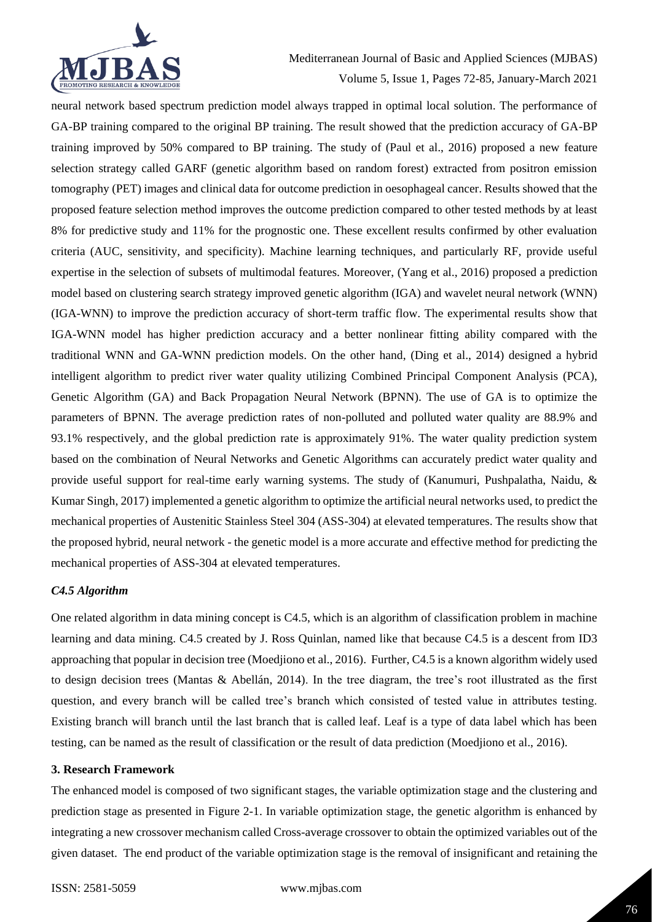neural network based spectrum prediction model always trapped in optimal local solution. The performance of GA-BP training compared to the original BP training. The result showed that the prediction accuracy of GA-BP training improved by 50% compared to BP training. The study of (Paul et al., 2016) proposed a new feature selection strategy called GARF (genetic algorithm based on random forest) extracted from positron emission tomography (PET) images and clinical data for outcome prediction in oesophageal cancer. Results showed that the proposed feature selection method improves the outcome prediction compared to other tested methods by at least 8% for predictive study and 11% for the prognostic one. These excellent results confirmed by other evaluation criteria (AUC, sensitivity, and specificity). Machine learning techniques, and particularly RF, provide useful expertise in the selection of subsets of multimodal features. Moreover, (Yang et al., 2016) proposed a prediction model based on clustering search strategy improved genetic algorithm (IGA) and wavelet neural network (WNN) (IGA-WNN) to improve the prediction accuracy of short-term traffic flow. The experimental results show that IGA-WNN model has higher prediction accuracy and a better nonlinear fitting ability compared with the traditional WNN and GA-WNN prediction models. On the other hand, (Ding et al., 2014) designed a hybrid intelligent algorithm to predict river water quality utilizing Combined Principal Component Analysis (PCA), Genetic Algorithm (GA) and Back Propagation Neural Network (BPNN). The use of GA is to optimize the parameters of BPNN. The average prediction rates of non-polluted and polluted water quality are 88.9% and 93.1% respectively, and the global prediction rate is approximately 91%. The water quality prediction system based on the combination of Neural Networks and Genetic Algorithms can accurately predict water quality and provide useful support for real-time early warning systems. The study of (Kanumuri, Pushpalatha, Naidu, & Kumar Singh, 2017) implemented a genetic algorithm to optimize the artificial neural networks used, to predict the mechanical properties of Austenitic Stainless Steel 304 (ASS-304) at elevated temperatures. The results show that the proposed hybrid, neural network - the genetic model is a more accurate and effective method for predicting the mechanical properties of ASS-304 at elevated temperatures.

### *C4.5 Algorithm*

One related algorithm in data mining concept is C4.5, which is an algorithm of classification problem in machine learning and data mining. C4.5 created by J. Ross Quinlan, named like that because C4.5 is a descent from ID3 approaching that popular in decision tree (Moedjiono et al., 2016). Further, C4.5 is a known algorithm widely used to design decision trees (Mantas & Abellán, 2014). In the tree diagram, the tree's root illustrated as the first question, and every branch will be called tree's branch which consisted of tested value in attributes testing. Existing branch will branch until the last branch that is called leaf. Leaf is a type of data label which has been testing, can be named as the result of classification or the result of data prediction (Moedjiono et al., 2016).

## 3. Research Framework

The enhanced model is composed of two significant stages, the variable optimization stage and the clustering and prediction stage as presented in Figure 2-1. In variable optimization stage, the genetic algorithm is enhanced by integrating a new crossover mechanism called Cross-average crossover to obtain the optimized variables out of the given dataset. The end product of the variable optimization stage is the removal of insignificant and retaining the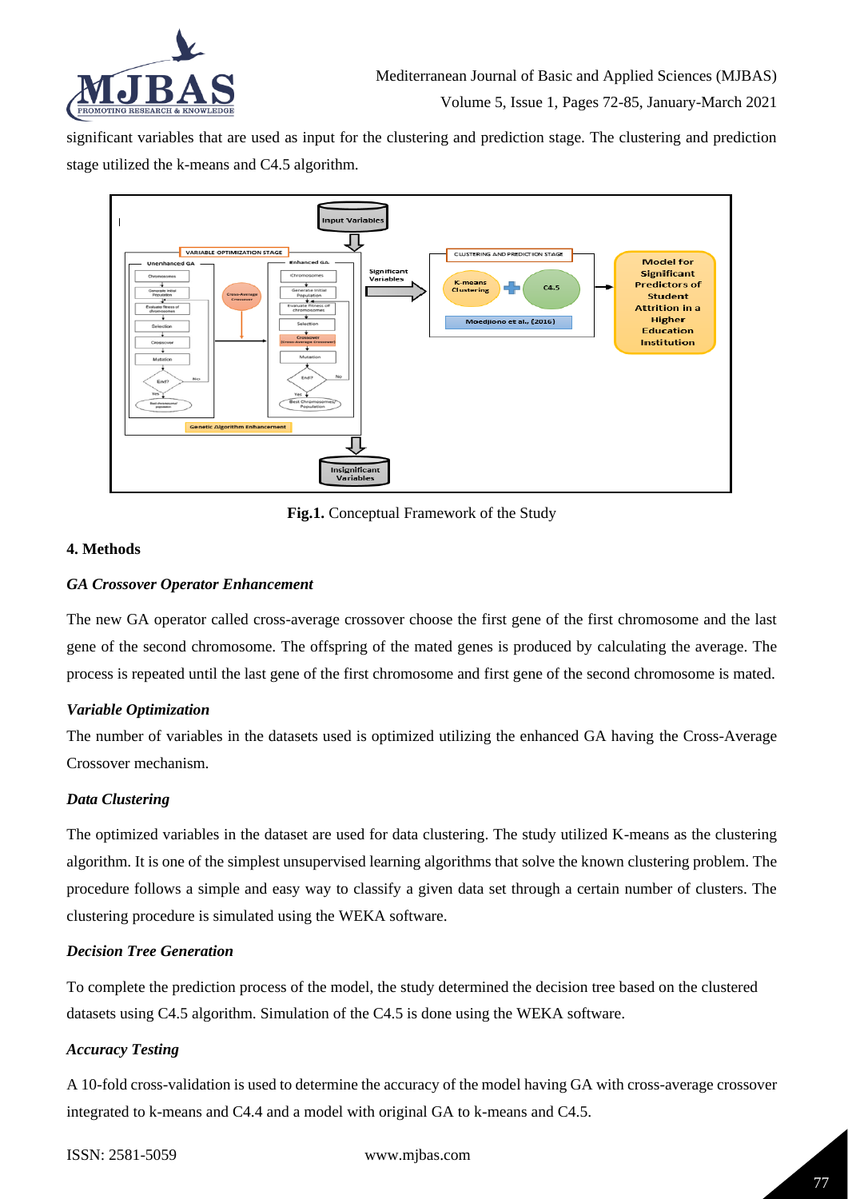significant variables that are used as input for the clustering and prediction stage. The clustering and prediction stage utilized the k-means and C4.5 algorithm.

**Fig.1.** Conceptual Framework of the Study

### 4. Methods

#### *GA Crossover Operator Enhancement*

The new GA operator called cross-average crossover choose the first gene of the first chromosome and the last gene of the second chromosome. The offspring of the mated genes is produced by calculating the average. The process is repeated until the last gene of the first chromosome and first gene of the second chromosome is mated.

#### *Variable Optimization*

The number of variables in the datasets used is optimized utilizing the enhanced GA having the Cross-Average Crossover mechanism.

#### *Data Clustering*

The optimized variables in the dataset are used for data clustering. The study utilized K-means as the clustering algorithm. It is one of the simplest unsupervised learning algorithms that solve the known clustering problem. The procedure follows a simple and easy way to classify a given data set through a certain number of clusters. The clustering procedure is simulated using the WEKA software.

#### *Decision Tree Generation*

To complete the prediction process of the model, the study determined the decision tree based on the clustered datasets using C4.5 algorithm. Simulation of the C4.5 is done using the WEKA software.

#### *Accuracy Testing*

A 10-fold cross-validation is used to determine the accuracy of the model having GA with cross-average crossover integrated to k-means and C4.4 and a model with original GA to k-means and C4.5.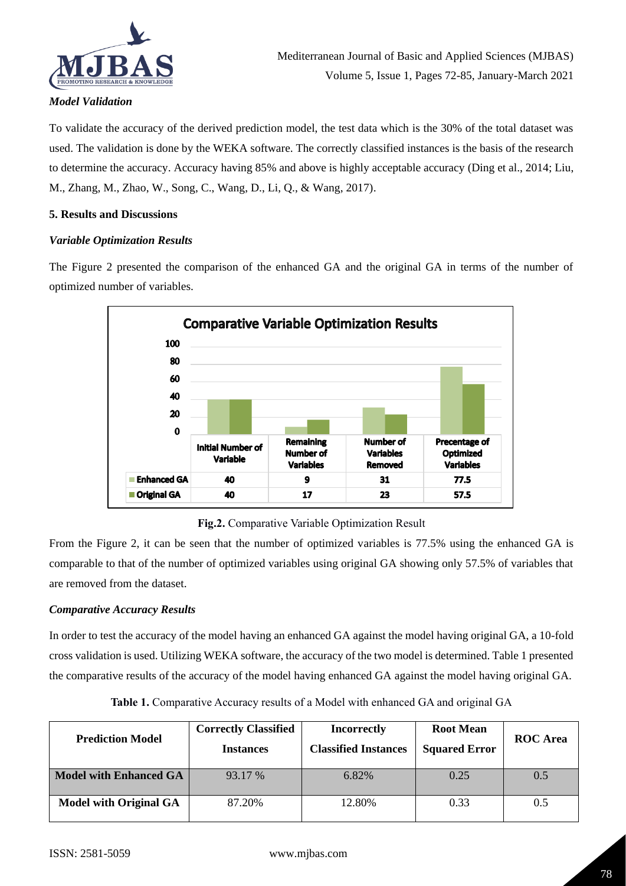*Model Validation*

To validate the accuracy of the derived prediction model, the test data which is the 30% of the total dataset was used. The validation is done by the WEKA software. The correctly classified instances is the basis of the research to determine the accuracy. Accuracy having 85% and above is highly acceptable accuracy (Ding et al., 2014; Liu, M., Zhang, M., Zhao, W., Song, C., Wang, D., Li, Q., & Wang, 2017).

## 5. Results and Discussions

### *Variable Optimization Results*

The Figure 2 presented the comparison of the enhanced GA and the original GA in terms of the number of optimized number of variables.

**Comparative Variable Optimization Results**

| | Initial Number of Variable | Remaining Number of Variables | Number of Variables Removed | Precentage of Optimized Variables |
|---|---|---|---|---|
| Enhanced GA | 40 | 9 | 31 | 77.5 |
| Original GA | 40 | 17 | 23 | 57.5 |

**Fig.2.** Comparative Variable Optimization Result

From the Figure 2, it can be seen that the number of optimized variables is 77.5% using the enhanced GA is comparable to that of the number of optimized variables using original GA showing only 57.5% of variables that are removed from the dataset.

### *Comparative Accuracy Results*

In order to test the accuracy of the model having an enhanced GA against the model having original GA, a 10-fold cross validation is used. Utilizing WEKA software, the accuracy of the two model is determined. Table 1 presented the comparative results of the accuracy of the model having enhanced GA against the model having original GA.

**Table 1.** Comparative Accuracy results of a Model with enhanced GA and original GA

| Prediction Model | Correctly Classified Instances | Incorrectly Classified Instances | Root Mean Squared Error | ROC Area |
|---|---|---|---|---|
| **Model with Enhanced GA** | 93.17 % | 6.82% | 0.25 | 0.5 |
| **Model with Original GA** | 87.20% | 12.80% | 0.33 | 0.5 |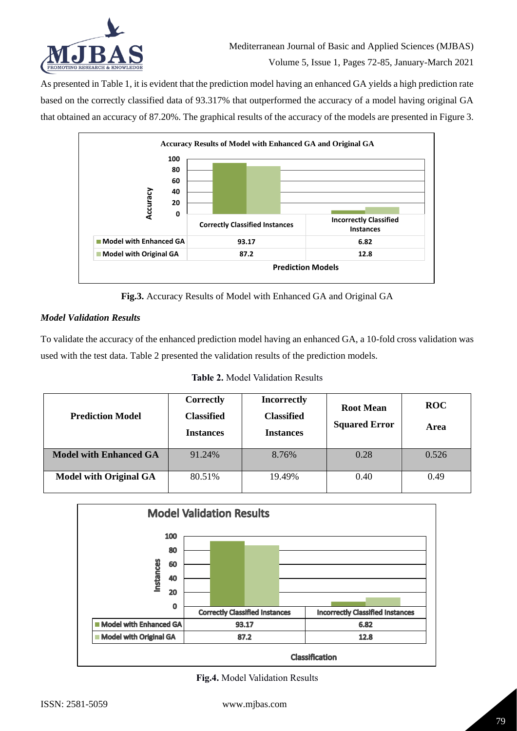As presented in Table 1, it is evident that the prediction model having an enhanced GA yields a high prediction rate based on the correctly classified data of 93.317% that outperformed the accuracy of a model having original GA that obtained an accuracy of 87.20%. The graphical results of the accuracy of the models are presented in Figure 3.

| | Correctly Classified Instances | Incorrectly Classified Instances |
|---|---|---|
| Model with Enhanced GA | 93.17 | 6.82 |
| Model with Original GA | 87.2 | 12.8 |

**Fig.3.** Accuracy Results of Model with Enhanced GA and Original GA

### *Model Validation Results*

To validate the accuracy of the enhanced prediction model having an enhanced GA, a 10-fold cross validation was used with the test data. Table 2 presented the validation results of the prediction models.

**Table 2.** Model Validation Results

| Prediction Model | Correctly Classified Instances | Incorrectly Classified Instances | Root Mean Squared Error | ROC Area |
|---|---|---|---|---|
| Model with Enhanced GA | 91.24% | 8.76% | 0.28 | 0.526 |
| Model with Original GA | 80.51% | 19.49% | 0.40 | 0.49 |

| | Correctly Classified Instances | Incorrectly Classified Instances |
|---|---|---|
| Model with Enhanced GA | 93.17 | 6.82 |
| Model with Original GA | 87.2 | 12.8 |

**Fig.4.** Model Validation Results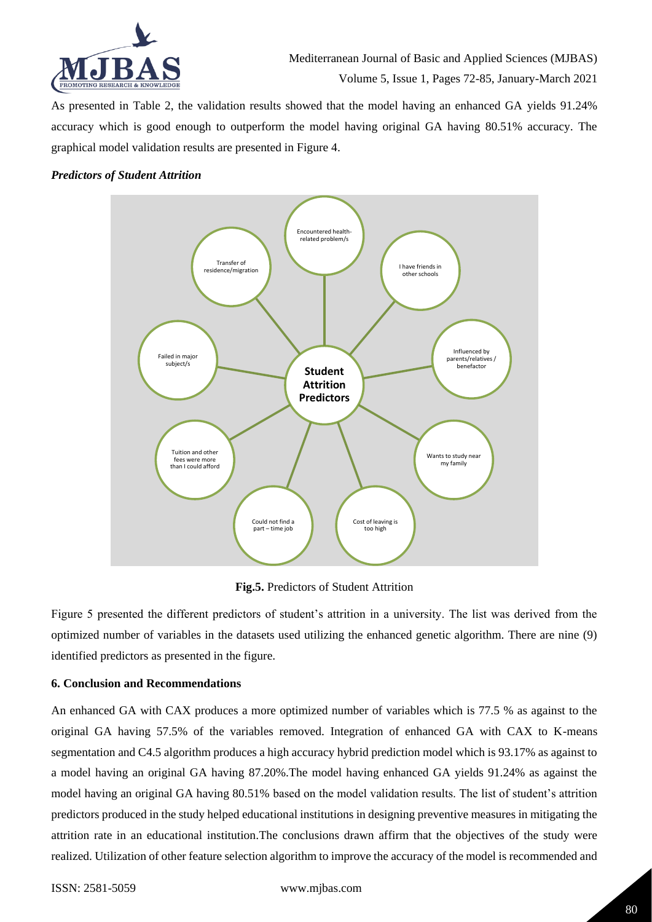As presented in Table 2, the validation results showed that the model having an enhanced GA yields 91.24% accuracy which is good enough to outperform the model having original GA having 80.51% accuracy. The graphical model validation results are presented in Figure 4.

### *Predictors of Student Attrition*

**Student Attrition Predictors**

- Encountered health-related problem/s
- I have friends in other schools
- Influenced by parents/relatives / benefactor
- Wants to study near my family
- Cost of leaving is too high
- Could not find a part – time job
- Tuition and other fees were more than I could afford
- Failed in major subject/s
- Transfer of residence/migration

**Fig.5.** Predictors of Student Attrition

Figure 5 presented the different predictors of student's attrition in a university. The list was derived from the optimized number of variables in the datasets used utilizing the enhanced genetic algorithm. There are nine (9) identified predictors as presented in the figure.

## 6. Conclusion and Recommendations

An enhanced GA with CAX produces a more optimized number of variables which is 77.5 % as against to the original GA having 57.5% of the variables removed. Integration of enhanced GA with CAX to K-means segmentation and C4.5 algorithm produces a high accuracy hybrid prediction model which is 93.17% as against to a model having an original GA having 87.20%.The model having enhanced GA yields 91.24% as against the model having an original GA having 80.51% based on the model validation results. The list of student's attrition predictors produced in the study helped educational institutions in designing preventive measures in mitigating the attrition rate in an educational institution.The conclusions drawn affirm that the objectives of the study were realized. Utilization of other feature selection algorithm to improve the accuracy of the model is recommended and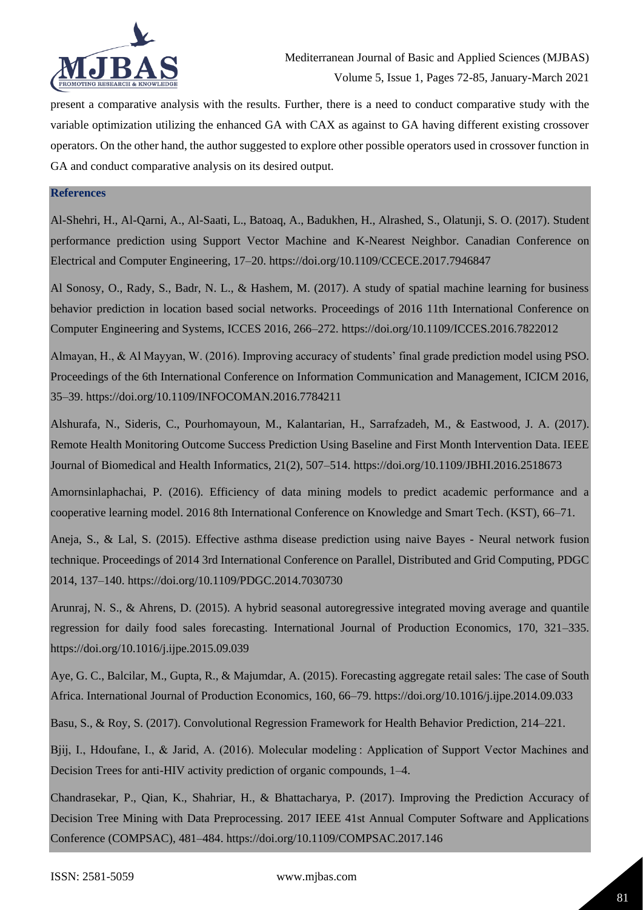present a comparative analysis with the results. Further, there is a need to conduct comparative study with the variable optimization utilizing the enhanced GA with CAX as against to GA having different existing crossover operators. On the other hand, the author suggested to explore other possible operators used in crossover function in GA and conduct comparative analysis on its desired output.

## References

Al-Shehri, H., Al-Qarni, A., Al-Saati, L., Batoaq, A., Badukhen, H., Alrashed, S., Olatunji, S. O. (2017). Student performance prediction using Support Vector Machine and K-Nearest Neighbor. Canadian Conference on Electrical and Computer Engineering, 17–20. https://doi.org/10.1109/CCECE.2017.7946847

Al Sonosy, O., Rady, S., Badr, N. L., & Hashem, M. (2017). A study of spatial machine learning for business behavior prediction in location based social networks. Proceedings of 2016 11th International Conference on Computer Engineering and Systems, ICCES 2016, 266–272. https://doi.org/10.1109/ICCES.2016.7822012

Almayan, H., & Al Mayyan, W. (2016). Improving accuracy of students' final grade prediction model using PSO. Proceedings of the 6th International Conference on Information Communication and Management, ICICM 2016, 35–39. https://doi.org/10.1109/INFOCOMAN.2016.7784211

Alshurafa, N., Sideris, C., Pourhomayoun, M., Kalantarian, H., Sarrafzadeh, M., & Eastwood, J. A. (2017). Remote Health Monitoring Outcome Success Prediction Using Baseline and First Month Intervention Data. IEEE Journal of Biomedical and Health Informatics, 21(2), 507–514. https://doi.org/10.1109/JBHI.2016.2518673

Amornsinlaphachai, P. (2016). Efficiency of data mining models to predict academic performance and a cooperative learning model. 2016 8th International Conference on Knowledge and Smart Tech. (KST), 66–71.

Aneja, S., & Lal, S. (2015). Effective asthma disease prediction using naive Bayes - Neural network fusion technique. Proceedings of 2014 3rd International Conference on Parallel, Distributed and Grid Computing, PDGC 2014, 137–140. https://doi.org/10.1109/PDGC.2014.7030730

Arunraj, N. S., & Ahrens, D. (2015). A hybrid seasonal autoregressive integrated moving average and quantile regression for daily food sales forecasting. International Journal of Production Economics, 170, 321–335. https://doi.org/10.1016/j.ijpe.2015.09.039

Aye, G. C., Balcilar, M., Gupta, R., & Majumdar, A. (2015). Forecasting aggregate retail sales: The case of South Africa. International Journal of Production Economics, 160, 66–79. https://doi.org/10.1016/j.ijpe.2014.09.033

Basu, S., & Roy, S. (2017). Convolutional Regression Framework for Health Behavior Prediction, 214–221.

Bjij, I., Hdoufane, I., & Jarid, A. (2016). Molecular modeling : Application of Support Vector Machines and Decision Trees for anti-HIV activity prediction of organic compounds, 1–4.

Chandrasekar, P., Qian, K., Shahriar, H., & Bhattacharya, P. (2017). Improving the Prediction Accuracy of Decision Tree Mining with Data Preprocessing. 2017 IEEE 41st Annual Computer Software and Applications Conference (COMPSAC), 481–484. https://doi.org/10.1109/COMPSAC.2017.146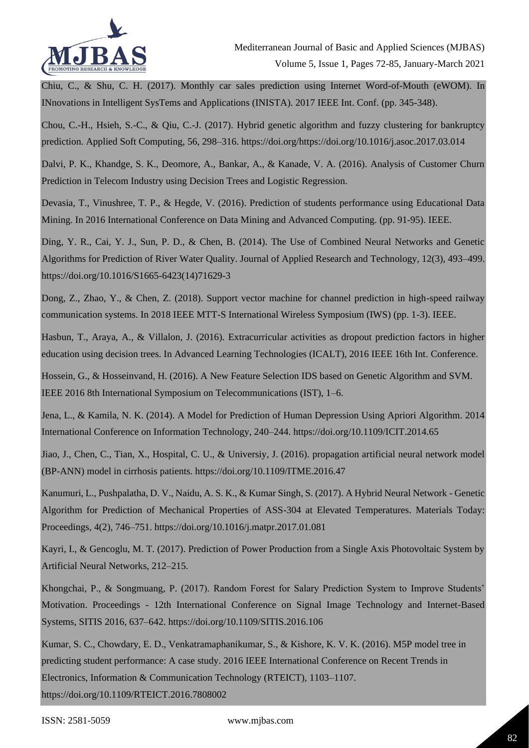Chiu, C., & Shu, C. H. (2017). Monthly car sales prediction using Internet Word-of-Mouth (eWOM). In INnovations in Intelligent SysTems and Applications (INISTA). 2017 IEEE Int. Conf. (pp. 345-348).

Chou, C.-H., Hsieh, S.-C., & Qiu, C.-J. (2017). Hybrid genetic algorithm and fuzzy clustering for bankruptcy prediction. Applied Soft Computing, 56, 298–316. https://doi.org/https://doi.org/10.1016/j.asoc.2017.03.014

Dalvi, P. K., Khandge, S. K., Deomore, A., Bankar, A., & Kanade, V. A. (2016). Analysis of Customer Churn Prediction in Telecom Industry using Decision Trees and Logistic Regression.

Devasia, T., Vinushree, T. P., & Hegde, V. (2016). Prediction of students performance using Educational Data Mining. In 2016 International Conference on Data Mining and Advanced Computing. (pp. 91-95). IEEE.

Ding, Y. R., Cai, Y. J., Sun, P. D., & Chen, B. (2014). The Use of Combined Neural Networks and Genetic Algorithms for Prediction of River Water Quality. Journal of Applied Research and Technology, 12(3), 493–499. https://doi.org/10.1016/S1665-6423(14)71629-3

Dong, Z., Zhao, Y., & Chen, Z. (2018). Support vector machine for channel prediction in high-speed railway communication systems. In 2018 IEEE MTT-S International Wireless Symposium (IWS) (pp. 1-3). IEEE.

Hasbun, T., Araya, A., & Villalon, J. (2016). Extracurricular activities as dropout prediction factors in higher education using decision trees. In Advanced Learning Technologies (ICALT), 2016 IEEE 16th Int. Conference.

Hossein, G., & Hosseinvand, H. (2016). A New Feature Selection IDS based on Genetic Algorithm and SVM. IEEE 2016 8th International Symposium on Telecommunications (IST), 1–6.

Jena, L., & Kamila, N. K. (2014). A Model for Prediction of Human Depression Using Apriori Algorithm. 2014 International Conference on Information Technology, 240–244. https://doi.org/10.1109/ICIT.2014.65

Jiao, J., Chen, C., Tian, X., Hospital, C. U., & Universiy, J. (2016). propagation artificial neural network model (BP-ANN) model in cirrhosis patients. https://doi.org/10.1109/ITME.2016.47

Kanumuri, L., Pushpalatha, D. V., Naidu, A. S. K., & Kumar Singh, S. (2017). A Hybrid Neural Network - Genetic Algorithm for Prediction of Mechanical Properties of ASS-304 at Elevated Temperatures. Materials Today: Proceedings, 4(2), 746–751. https://doi.org/10.1016/j.matpr.2017.01.081

Kayri, I., & Gencoglu, M. T. (2017). Prediction of Power Production from a Single Axis Photovoltaic System by Artificial Neural Networks, 212–215.

Khongchai, P., & Songmuang, P. (2017). Random Forest for Salary Prediction System to Improve Students' Motivation. Proceedings - 12th International Conference on Signal Image Technology and Internet-Based Systems, SITIS 2016, 637–642. https://doi.org/10.1109/SITIS.2016.106

Kumar, S. C., Chowdary, E. D., Venkatramaphanikumar, S., & Kishore, K. V. K. (2016). M5P model tree in predicting student performance: A case study. 2016 IEEE International Conference on Recent Trends in Electronics, Information & Communication Technology (RTEICT), 1103–1107. https://doi.org/10.1109/RTEICT.2016.7808002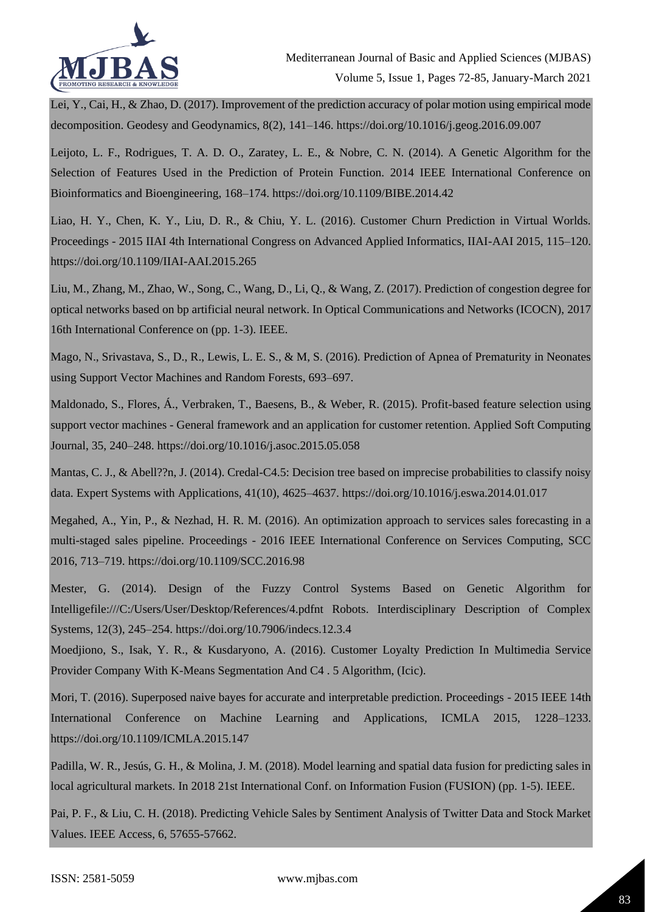Lei, Y., Cai, H., & Zhao, D. (2017). Improvement of the prediction accuracy of polar motion using empirical mode decomposition. Geodesy and Geodynamics, 8(2), 141–146. https://doi.org/10.1016/j.geog.2016.09.007

Leijoto, L. F., Rodrigues, T. A. D. O., Zaratey, L. E., & Nobre, C. N. (2014). A Genetic Algorithm for the Selection of Features Used in the Prediction of Protein Function. 2014 IEEE International Conference on Bioinformatics and Bioengineering, 168–174. https://doi.org/10.1109/BIBE.2014.42

Liao, H. Y., Chen, K. Y., Liu, D. R., & Chiu, Y. L. (2016). Customer Churn Prediction in Virtual Worlds. Proceedings - 2015 IIAI 4th International Congress on Advanced Applied Informatics, IIAI-AAI 2015, 115–120. https://doi.org/10.1109/IIAI-AAI.2015.265

Liu, M., Zhang, M., Zhao, W., Song, C., Wang, D., Li, Q., & Wang, Z. (2017). Prediction of congestion degree for optical networks based on bp artificial neural network. In Optical Communications and Networks (ICOCN), 2017 16th International Conference on (pp. 1-3). IEEE.

Mago, N., Srivastava, S., D., R., Lewis, L. E. S., & M, S. (2016). Prediction of Apnea of Prematurity in Neonates using Support Vector Machines and Random Forests, 693–697.

Maldonado, S., Flores, Á., Verbraken, T., Baesens, B., & Weber, R. (2015). Profit-based feature selection using support vector machines - General framework and an application for customer retention. Applied Soft Computing Journal, 35, 240–248. https://doi.org/10.1016/j.asoc.2015.05.058

Mantas, C. J., & Abell??n, J. (2014). Credal-C4.5: Decision tree based on imprecise probabilities to classify noisy data. Expert Systems with Applications, 41(10), 4625–4637. https://doi.org/10.1016/j.eswa.2014.01.017

Megahed, A., Yin, P., & Nezhad, H. R. M. (2016). An optimization approach to services sales forecasting in a multi-staged sales pipeline. Proceedings - 2016 IEEE International Conference on Services Computing, SCC 2016, 713–719. https://doi.org/10.1109/SCC.2016.98

Mester, G. (2014). Design of the Fuzzy Control Systems Based on Genetic Algorithm for Intelligefile:///C:/Users/User/Desktop/References/4.pdfnt Robots. Interdisciplinary Description of Complex Systems, 12(3), 245–254. https://doi.org/10.7906/indecs.12.3.4

Moedjiono, S., Isak, Y. R., & Kusdaryono, A. (2016). Customer Loyalty Prediction In Multimedia Service Provider Company With K-Means Segmentation And C4 . 5 Algorithm, (Icic).

Mori, T. (2016). Superposed naive bayes for accurate and interpretable prediction. Proceedings - 2015 IEEE 14th International Conference on Machine Learning and Applications, ICMLA 2015, 1228–1233. https://doi.org/10.1109/ICMLA.2015.147

Padilla, W. R., Jesús, G. H., & Molina, J. M. (2018). Model learning and spatial data fusion for predicting sales in local agricultural markets. In 2018 21st International Conf. on Information Fusion (FUSION) (pp. 1-5). IEEE.

Pai, P. F., & Liu, C. H. (2018). Predicting Vehicle Sales by Sentiment Analysis of Twitter Data and Stock Market Values. IEEE Access, 6, 57655-57662.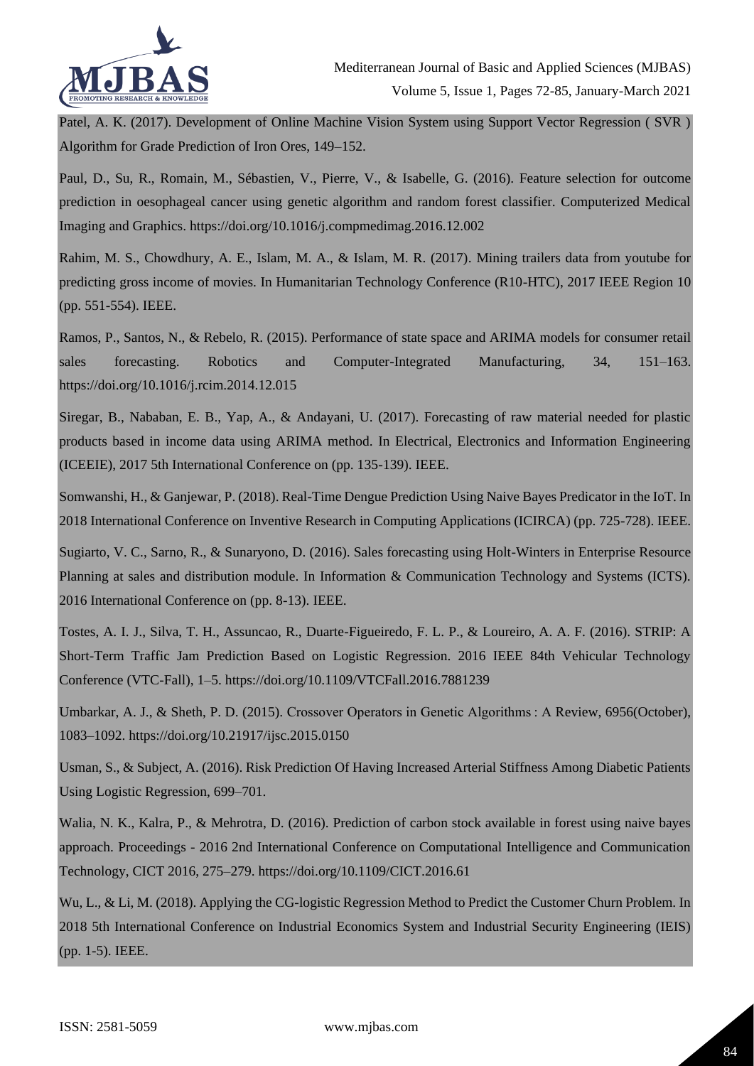Patel, A. K. (2017). Development of Online Machine Vision System using Support Vector Regression ( SVR ) Algorithm for Grade Prediction of Iron Ores, 149–152.

Paul, D., Su, R., Romain, M., Sébastien, V., Pierre, V., & Isabelle, G. (2016). Feature selection for outcome prediction in oesophageal cancer using genetic algorithm and random forest classifier. Computerized Medical Imaging and Graphics. https://doi.org/10.1016/j.compmedimag.2016.12.002

Rahim, M. S., Chowdhury, A. E., Islam, M. A., & Islam, M. R. (2017). Mining trailers data from youtube for predicting gross income of movies. In Humanitarian Technology Conference (R10-HTC), 2017 IEEE Region 10 (pp. 551-554). IEEE.

Ramos, P., Santos, N., & Rebelo, R. (2015). Performance of state space and ARIMA models for consumer retail sales forecasting. Robotics and Computer-Integrated Manufacturing, 34, 151–163. https://doi.org/10.1016/j.rcim.2014.12.015

Siregar, B., Nababan, E. B., Yap, A., & Andayani, U. (2017). Forecasting of raw material needed for plastic products based in income data using ARIMA method. In Electrical, Electronics and Information Engineering (ICEEIE), 2017 5th International Conference on (pp. 135-139). IEEE.

Somwanshi, H., & Ganjewar, P. (2018). Real-Time Dengue Prediction Using Naive Bayes Predicator in the IoT. In 2018 International Conference on Inventive Research in Computing Applications (ICIRCA) (pp. 725-728). IEEE.

Sugiarto, V. C., Sarno, R., & Sunaryono, D. (2016). Sales forecasting using Holt-Winters in Enterprise Resource Planning at sales and distribution module. In Information & Communication Technology and Systems (ICTS). 2016 International Conference on (pp. 8-13). IEEE.

Tostes, A. I. J., Silva, T. H., Assuncao, R., Duarte-Figueiredo, F. L. P., & Loureiro, A. A. F. (2016). STRIP: A Short-Term Traffic Jam Prediction Based on Logistic Regression. 2016 IEEE 84th Vehicular Technology Conference (VTC-Fall), 1–5. https://doi.org/10.1109/VTCFall.2016.7881239

Umbarkar, A. J., & Sheth, P. D. (2015). Crossover Operators in Genetic Algorithms : A Review, 6956(October), 1083–1092. https://doi.org/10.21917/ijsc.2015.0150

Usman, S., & Subject, A. (2016). Risk Prediction Of Having Increased Arterial Stiffness Among Diabetic Patients Using Logistic Regression, 699–701.

Walia, N. K., Kalra, P., & Mehrotra, D. (2016). Prediction of carbon stock available in forest using naive bayes approach. Proceedings - 2016 2nd International Conference on Computational Intelligence and Communication Technology, CICT 2016, 275–279. https://doi.org/10.1109/CICT.2016.61

Wu, L., & Li, M. (2018). Applying the CG-logistic Regression Method to Predict the Customer Churn Problem. In 2018 5th International Conference on Industrial Economics System and Industrial Security Engineering (IEIS) (pp. 1-5). IEEE.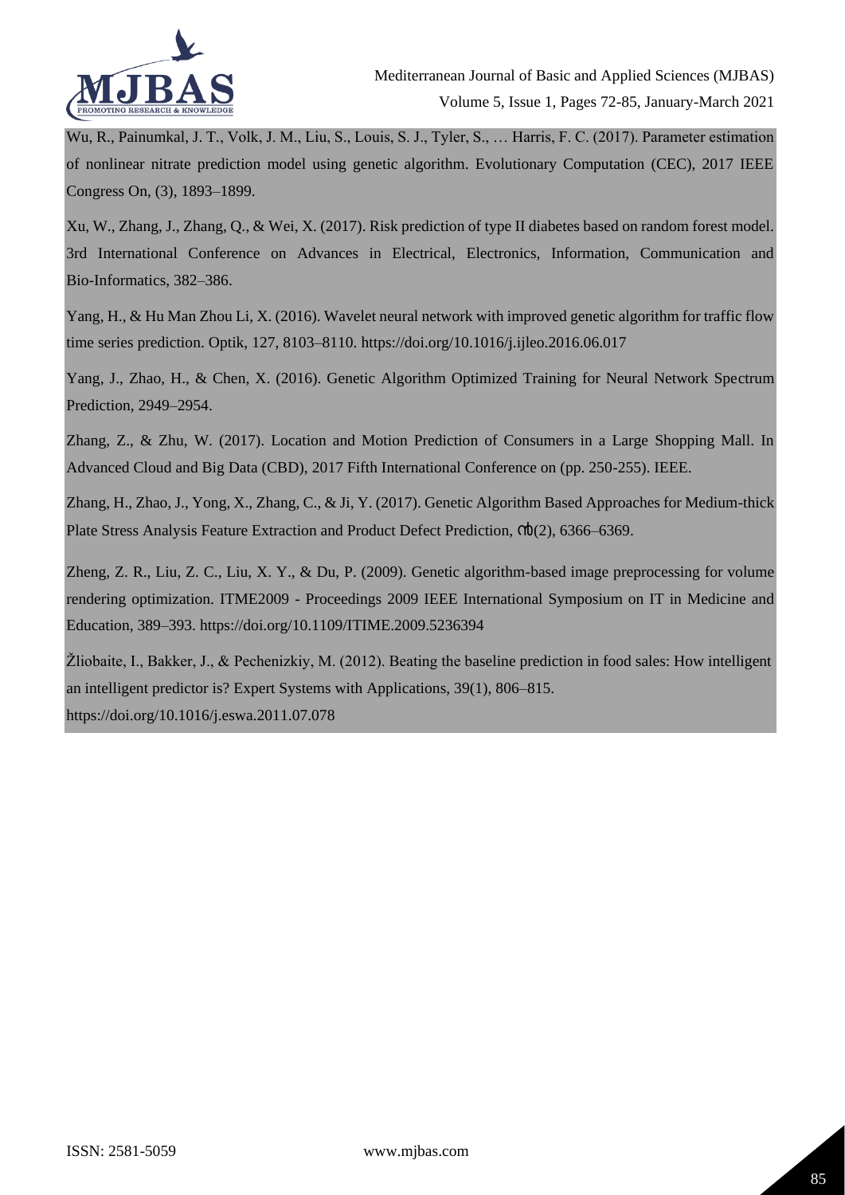Wu, R., Painumkal, J. T., Volk, J. M., Liu, S., Louis, S. J., Tyler, S., … Harris, F. C. (2017). Parameter estimation of nonlinear nitrate prediction model using genetic algorithm. Evolutionary Computation (CEC), 2017 IEEE Congress On, (3), 1893–1899.

Xu, W., Zhang, J., Zhang, Q., & Wei, X. (2017). Risk prediction of type II diabetes based on random forest model. 3rd International Conference on Advances in Electrical, Electronics, Information, Communication and Bio-Informatics, 382–386.

Yang, H., & Hu Man Zhou Li, X. (2016). Wavelet neural network with improved genetic algorithm for traffic flow time series prediction. Optik, 127, 8103–8110. https://doi.org/10.1016/j.ijleo.2016.06.017

Yang, J., Zhao, H., & Chen, X. (2016). Genetic Algorithm Optimized Training for Neural Network Spectrum Prediction, 2949–2954.

Zhang, Z., & Zhu, W. (2017). Location and Motion Prediction of Consumers in a Large Shopping Mall. In Advanced Cloud and Big Data (CBD), 2017 Fifth International Conference on (pp. 250-255). IEEE.

Zhang, H., Zhao, J., Yong, X., Zhang, C., & Ji, Y. (2017). Genetic Algorithm Based Approaches for Medium-thick Plate Stress Analysis Feature Extraction and Product Defect Prediction, ന(2), 6366–6369.

Zheng, Z. R., Liu, Z. C., Liu, X. Y., & Du, P. (2009). Genetic algorithm-based image preprocessing for volume rendering optimization. ITME2009 - Proceedings 2009 IEEE International Symposium on IT in Medicine and Education, 389–393. https://doi.org/10.1109/ITIME.2009.5236394

Žliobaite, I., Bakker, J., & Pechenizkiy, M. (2012). Beating the baseline prediction in food sales: How intelligent an intelligent predictor is? Expert Systems with Applications, 39(1), 806–815. https://doi.org/10.1016/j.eswa.2011.07.078